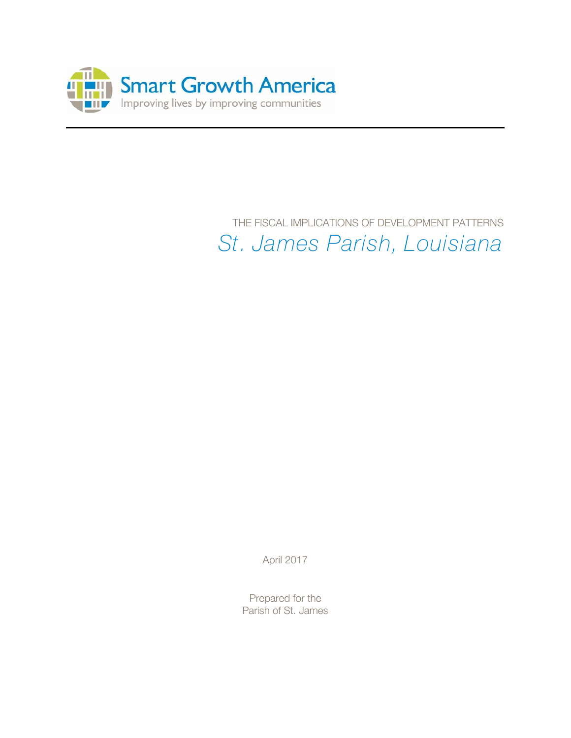Smart Growth America

Improving lives by improving communities

THE FISCAL IMPLICATIONS OF DEVELOPMENT PATTERNS

# *St. James Parish, Louisiana*

April 2017

Prepared for the
Parish of St. James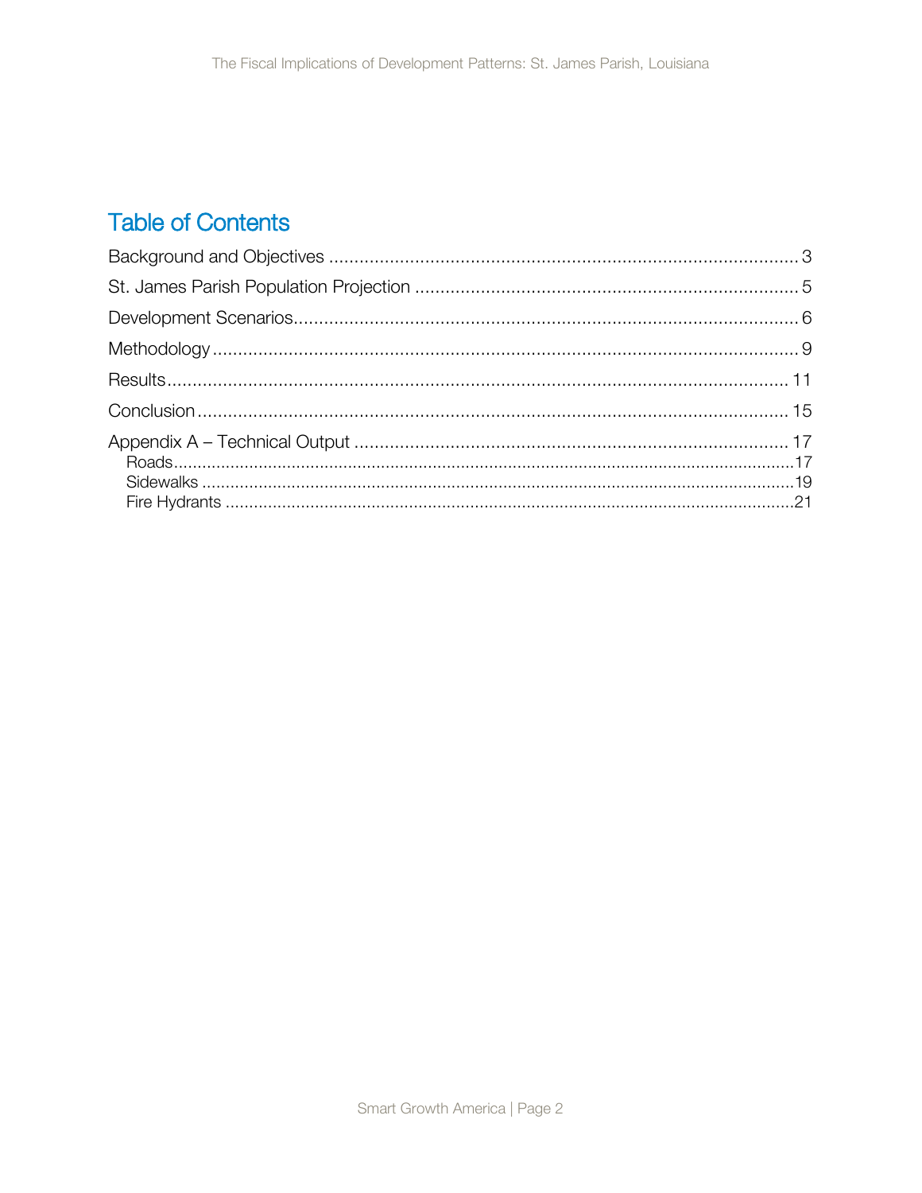# Table of Contents

Background and Objectives ........................................................................................... 3
St. James Parish Population Projection ........................................................................... 5
Development Scenarios .................................................................................................. 6
Methodology ................................................................................................................... 9
Results .......................................................................................................................... 11
Conclusion .................................................................................................................... 15
Appendix A – Technical Output ..................................................................................... 17
- Roads ........................................................................................................................ 17
- Sidewalks .................................................................................................................. 19
- Fire Hydrants ............................................................................................................ 21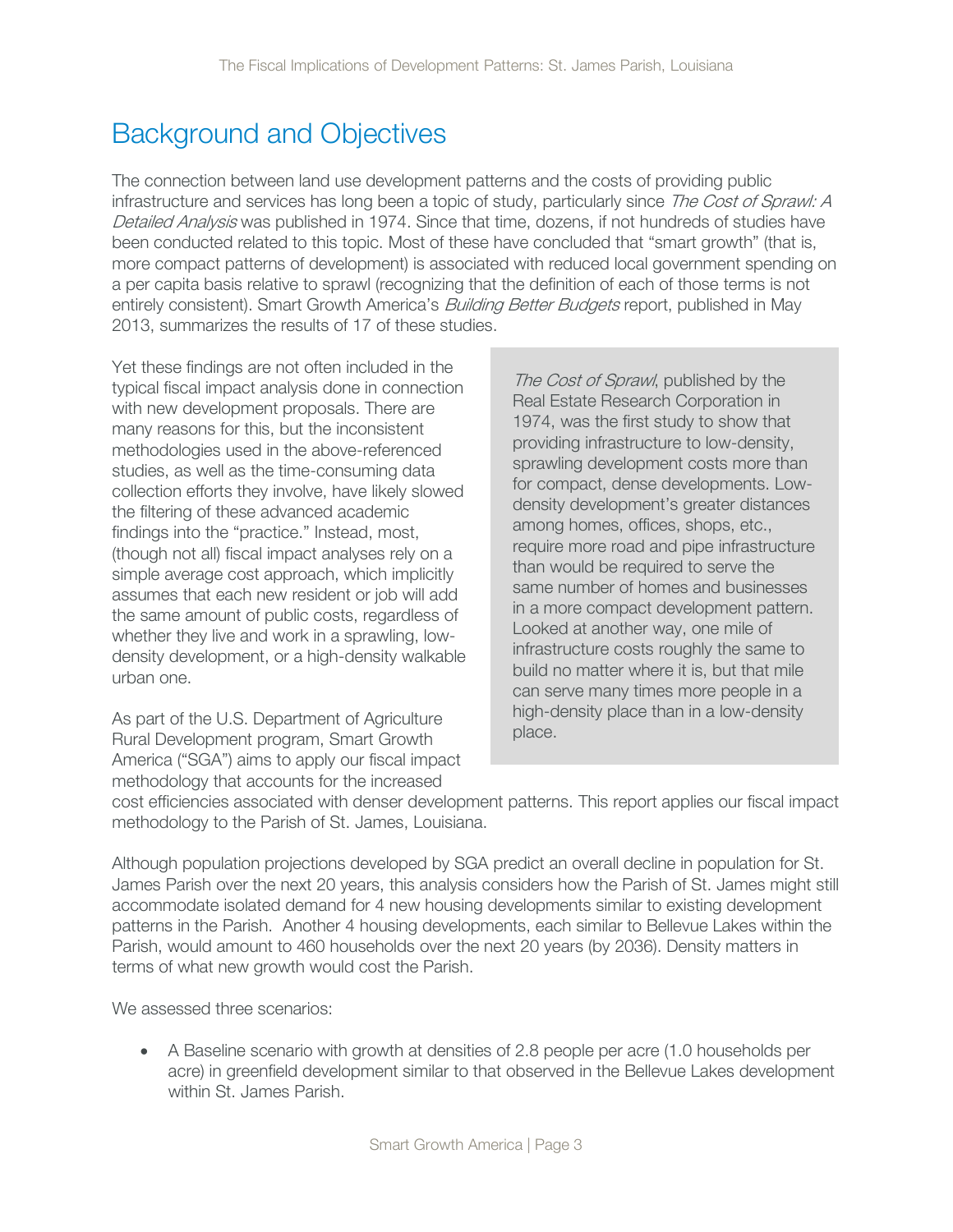# Background and Objectives

The connection between land use development patterns and the costs of providing public infrastructure and services has long been a topic of study, particularly since *The Cost of Sprawl: A Detailed Analysis* was published in 1974. Since that time, dozens, if not hundreds of studies have been conducted related to this topic. Most of these have concluded that "smart growth" (that is, more compact patterns of development) is associated with reduced local government spending on a per capita basis relative to sprawl (recognizing that the definition of each of those terms is not entirely consistent). Smart Growth America's *Building Better Budgets* report, published in May 2013, summarizes the results of 17 of these studies.

Yet these findings are not often included in the typical fiscal impact analysis done in connection with new development proposals. There are many reasons for this, but the inconsistent methodologies used in the above-referenced studies, as well as the time-consuming data collection efforts they involve, have likely slowed the filtering of these advanced academic findings into the "practice." Instead, most, (though not all) fiscal impact analyses rely on a simple average cost approach, which implicitly assumes that each new resident or job will add the same amount of public costs, regardless of whether they live and work in a sprawling, low-density development, or a high-density walkable urban one.

> *The Cost of Sprawl*, published by the Real Estate Research Corporation in 1974, was the first study to show that providing infrastructure to low-density, sprawling development costs more than for compact, dense developments. Low-density development's greater distances among homes, offices, shops, etc., require more road and pipe infrastructure than would be required to serve the same number of homes and businesses in a more compact development pattern. Looked at another way, one mile of infrastructure costs roughly the same to build no matter where it is, but that mile can serve many times more people in a high-density place than in a low-density place.

As part of the U.S. Department of Agriculture Rural Development program, Smart Growth America ("SGA") aims to apply our fiscal impact methodology that accounts for the increased cost efficiencies associated with denser development patterns. This report applies our fiscal impact methodology to the Parish of St. James, Louisiana.

Although population projections developed by SGA predict an overall decline in population for St. James Parish over the next 20 years, this analysis considers how the Parish of St. James might still accommodate isolated demand for 4 new housing developments similar to existing development patterns in the Parish. Another 4 housing developments, each similar to Bellevue Lakes within the Parish, would amount to 460 households over the next 20 years (by 2036). Density matters in terms of what new growth would cost the Parish.

We assessed three scenarios:

- A Baseline scenario with growth at densities of 2.8 people per acre (1.0 households per acre) in greenfield development similar to that observed in the Bellevue Lakes development within St. James Parish.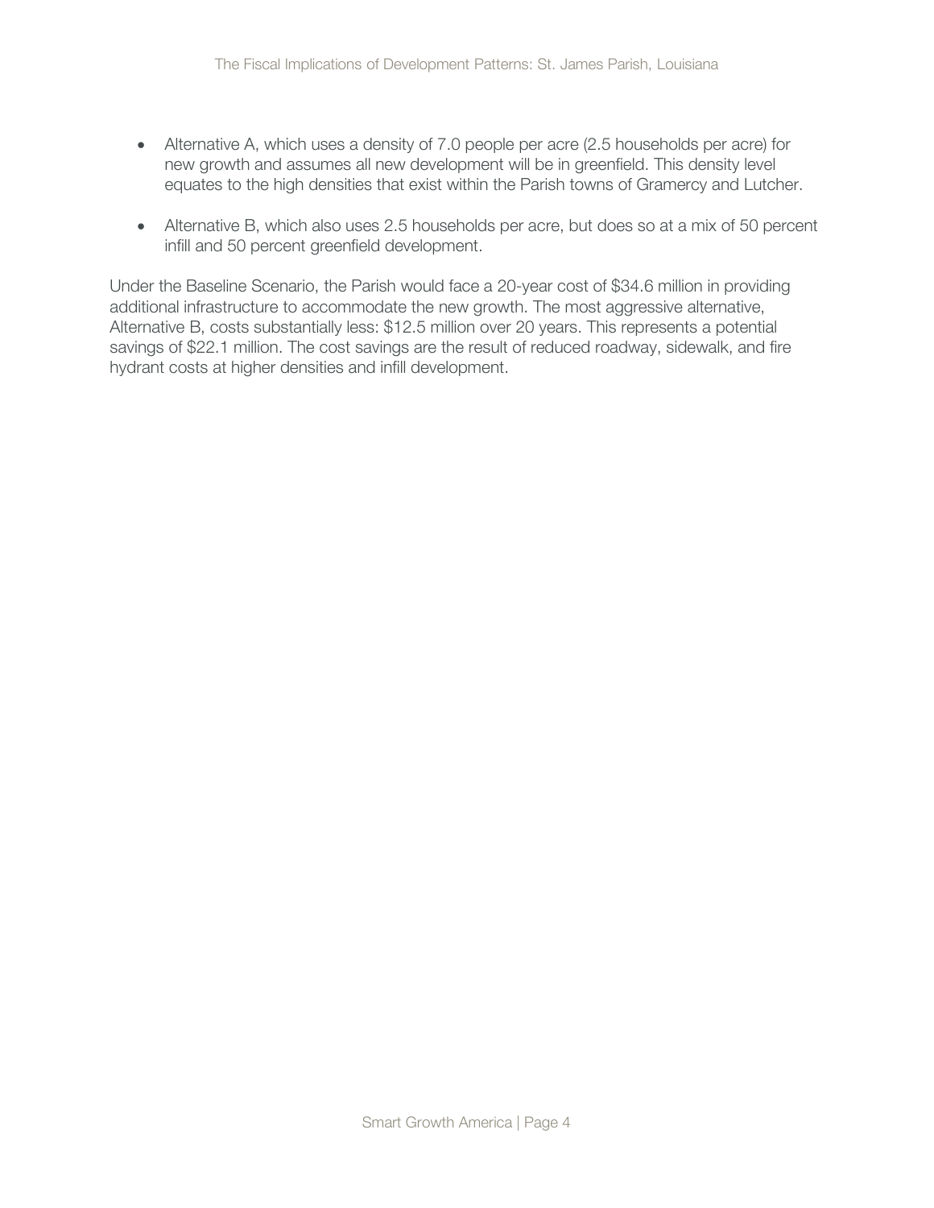- Alternative A, which uses a density of 7.0 people per acre (2.5 households per acre) for new growth and assumes all new development will be in greenfield. This density level equates to the high densities that exist within the Parish towns of Gramercy and Lutcher.

- Alternative B, which also uses 2.5 households per acre, but does so at a mix of 50 percent infill and 50 percent greenfield development.

Under the Baseline Scenario, the Parish would face a 20-year cost of $34.6 million in providing additional infrastructure to accommodate the new growth. The most aggressive alternative, Alternative B, costs substantially less: $12.5 million over 20 years. This represents a potential savings of $22.1 million. The cost savings are the result of reduced roadway, sidewalk, and fire hydrant costs at higher densities and infill development.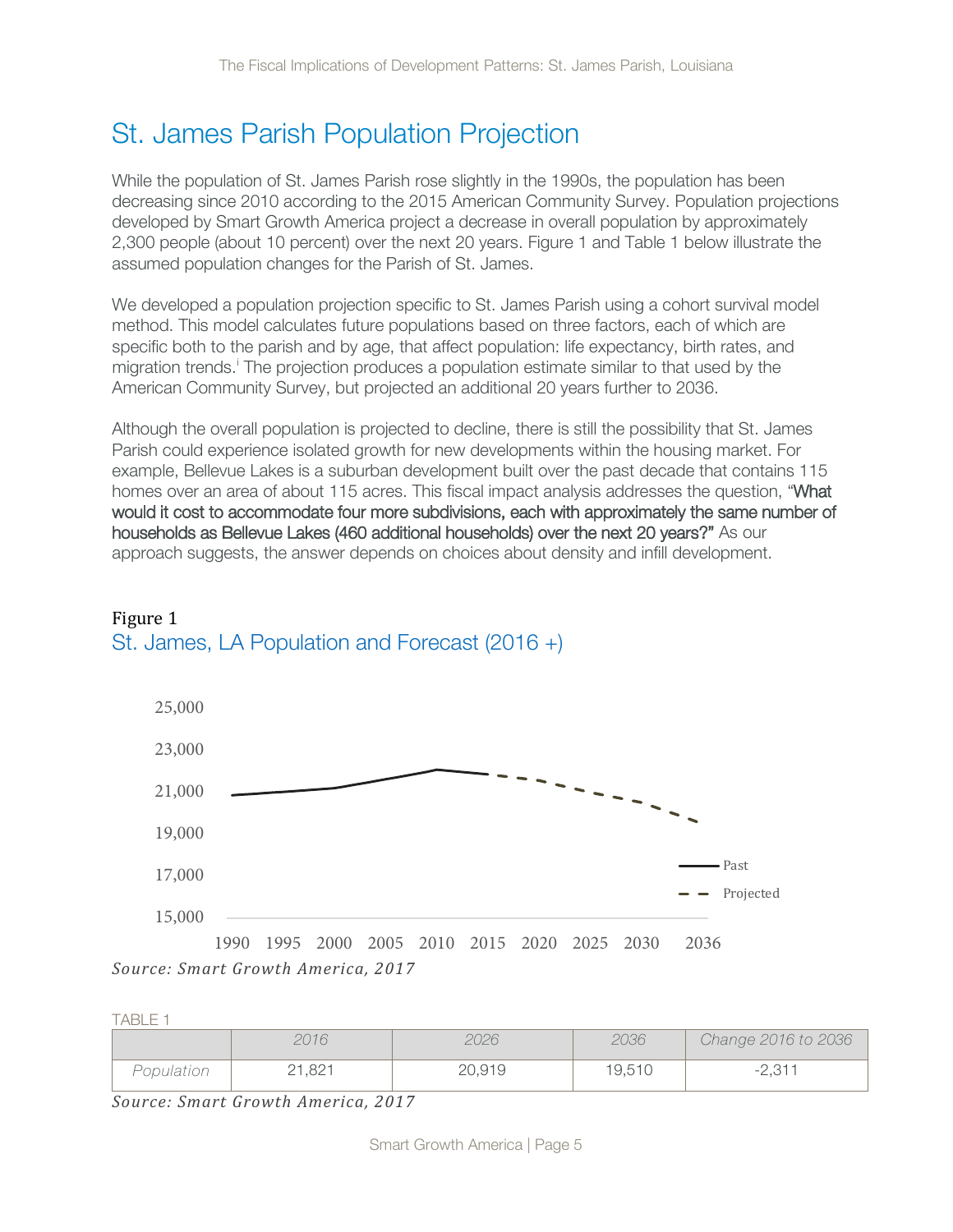# St. James Parish Population Projection

While the population of St. James Parish rose slightly in the 1990s, the population has been decreasing since 2010 according to the 2015 American Community Survey. Population projections developed by Smart Growth America project a decrease in overall population by approximately 2,300 people (about 10 percent) over the next 20 years. Figure 1 and Table 1 below illustrate the assumed population changes for the Parish of St. James.

We developed a population projection specific to St. James Parish using a cohort survival model method. This model calculates future populations based on three factors, each of which are specific both to the parish and by age, that affect population: life expectancy, birth rates, and migration trends.[i] The projection produces a population estimate similar to that used by the American Community Survey, but projected an additional 20 years further to 2036.

Although the overall population is projected to decline, there is still the possibility that St. James Parish could experience isolated growth for new developments within the housing market. For example, Bellevue Lakes is a suburban development built over the past decade that contains 115 homes over an area of about 115 acres. This fiscal impact analysis addresses the question, "**What would it cost to accommodate four more subdivisions, each with approximately the same number of households as Bellevue Lakes (460 additional households) over the next 20 years?"** As our approach suggests, the answer depends on choices about density and infill development.

Figure 1

## St. James, LA Population and Forecast (2016 +)

25,000
23,000
21,000
19,000
17,000
15,000

1990 1995 2000 2005 2010 2015 2020 2025 2030 2036

Past
Projected

*Source: Smart Growth America, 2017*

TABLE 1

| | 2016 | 2026 | 2036 | Change 2016 to 2036 |
| --- | --- | --- | --- | --- |
| Population | 21,821 | 20,919 | 19,510 | -2,311 |

*Source: Smart Growth America, 2017*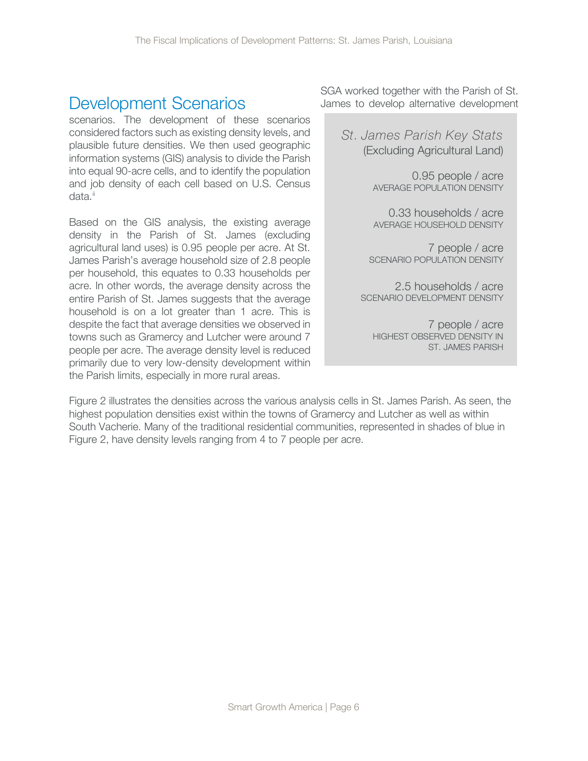## Development Scenarios

SGA worked together with the Parish of St. James to develop alternative development scenarios. The development of these scenarios considered factors such as existing density levels, and plausible future densities. We then used geographic information systems (GIS) analysis to divide the Parish into equal 90-acre cells, and to identify the population and job density of each cell based on U.S. Census data.[ii]

Based on the GIS analysis, the existing average density in the Parish of St. James (excluding agricultural land uses) is 0.95 people per acre. At St. James Parish's average household size of 2.8 people per household, this equates to 0.33 households per acre. In other words, the average density across the entire Parish of St. James suggests that the average household is on a lot greater than 1 acre. This is despite the fact that average densities we observed in towns such as Gramercy and Lutcher were around 7 people per acre. The average density level is reduced primarily due to very low-density development within the Parish limits, especially in more rural areas.

> *St. James Parish Key Stats*
> (Excluding Agricultural Land)
>
> 0.95 people / acre
> AVERAGE POPULATION DENSITY
>
> 0.33 households / acre
> AVERAGE HOUSEHOLD DENSITY
>
> 7 people / acre
> SCENARIO POPULATION DENSITY
>
> 2.5 households / acre
> SCENARIO DEVELOPMENT DENSITY
>
> 7 people / acre
> HIGHEST OBSERVED DENSITY IN ST. JAMES PARISH

Figure 2 illustrates the densities across the various analysis cells in St. James Parish. As seen, the highest population densities exist within the towns of Gramercy and Lutcher as well as within South Vacherie. Many of the traditional residential communities, represented in shades of blue in Figure 2, have density levels ranging from 4 to 7 people per acre.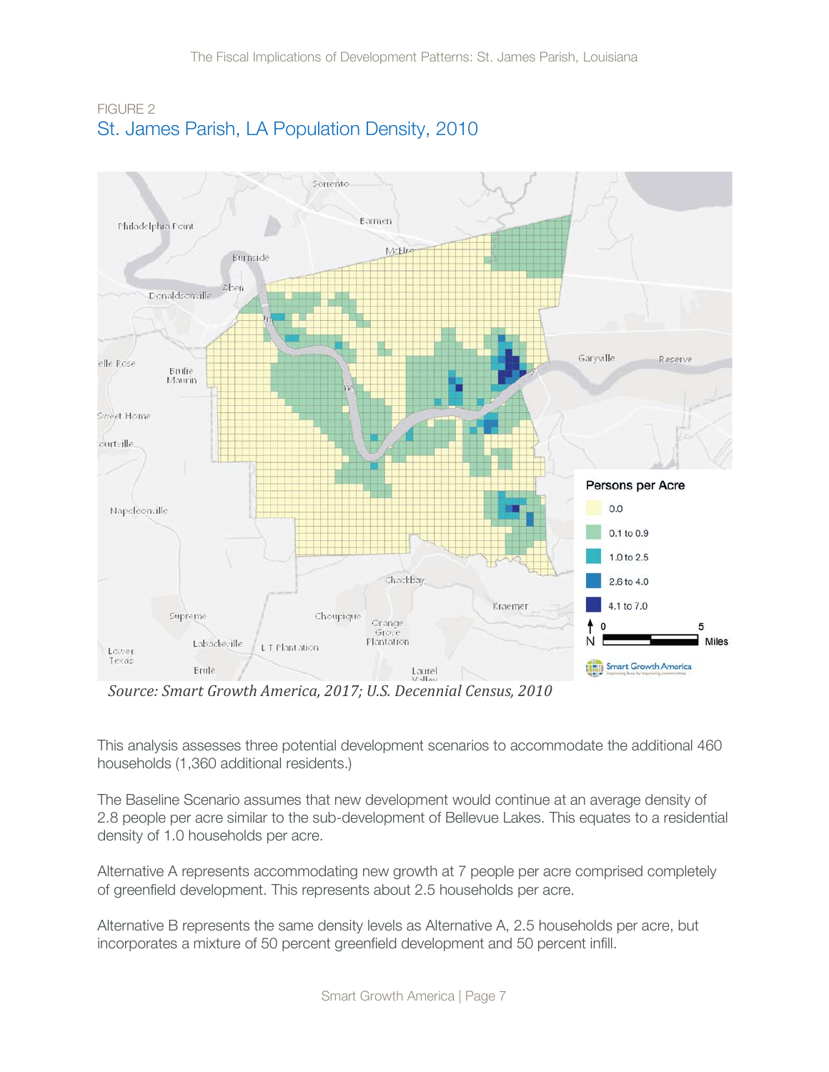FIGURE 2

## St. James Parish, LA Population Density, 2010

Persons per Acre
0.0
0.1 to 0.9
1.0 to 2.5
2.6 to 4.0
4.1 to 7.0

0 5 Miles

*Source: Smart Growth America, 2017; U.S. Decennial Census, 2010*

This analysis assesses three potential development scenarios to accommodate the additional 460 households (1,360 additional residents.)

The Baseline Scenario assumes that new development would continue at an average density of 2.8 people per acre similar to the sub-development of Bellevue Lakes. This equates to a residential density of 1.0 households per acre.

Alternative A represents accommodating new growth at 7 people per acre comprised completely of greenfield development. This represents about 2.5 households per acre.

Alternative B represents the same density levels as Alternative A, 2.5 households per acre, but incorporates a mixture of 50 percent greenfield development and 50 percent infill.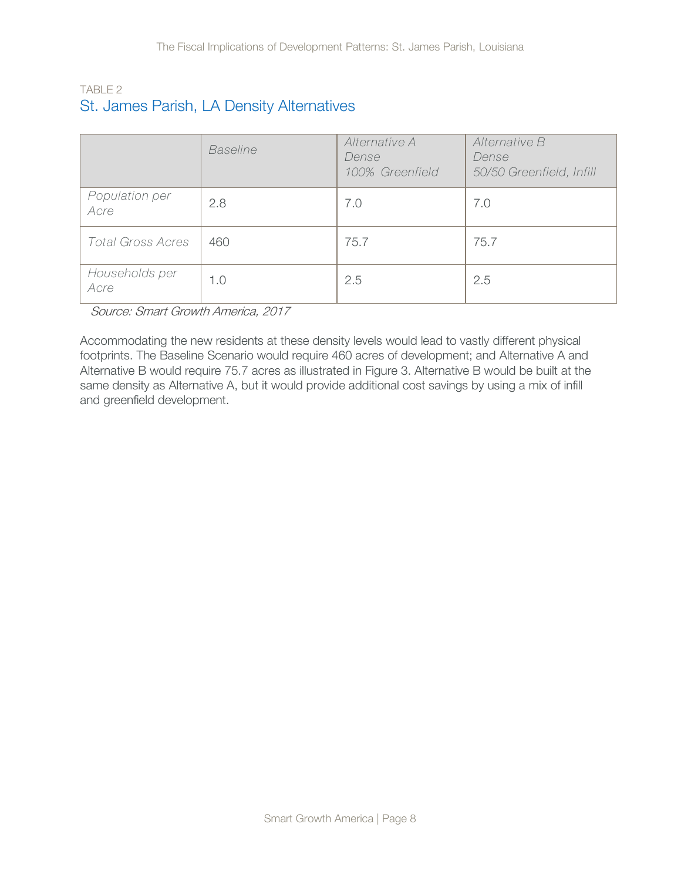TABLE 2

## St. James Parish, LA Density Alternatives

| | *Baseline* | *Alternative A Dense 100% Greenfield* | *Alternative B Dense 50/50 Greenfield, Infill* |
|---|---|---|---|
| *Population per Acre* | 2.8 | 7.0 | 7.0 |
| *Total Gross Acres* | 460 | 75.7 | 75.7 |
| *Households per Acre* | 1.0 | 2.5 | 2.5 |

*Source: Smart Growth America, 2017*

Accommodating the new residents at these density levels would lead to vastly different physical footprints. The Baseline Scenario would require 460 acres of development; and Alternative A and Alternative B would require 75.7 acres as illustrated in Figure 3. Alternative B would be built at the same density as Alternative A, but it would provide additional cost savings by using a mix of infill and greenfield development.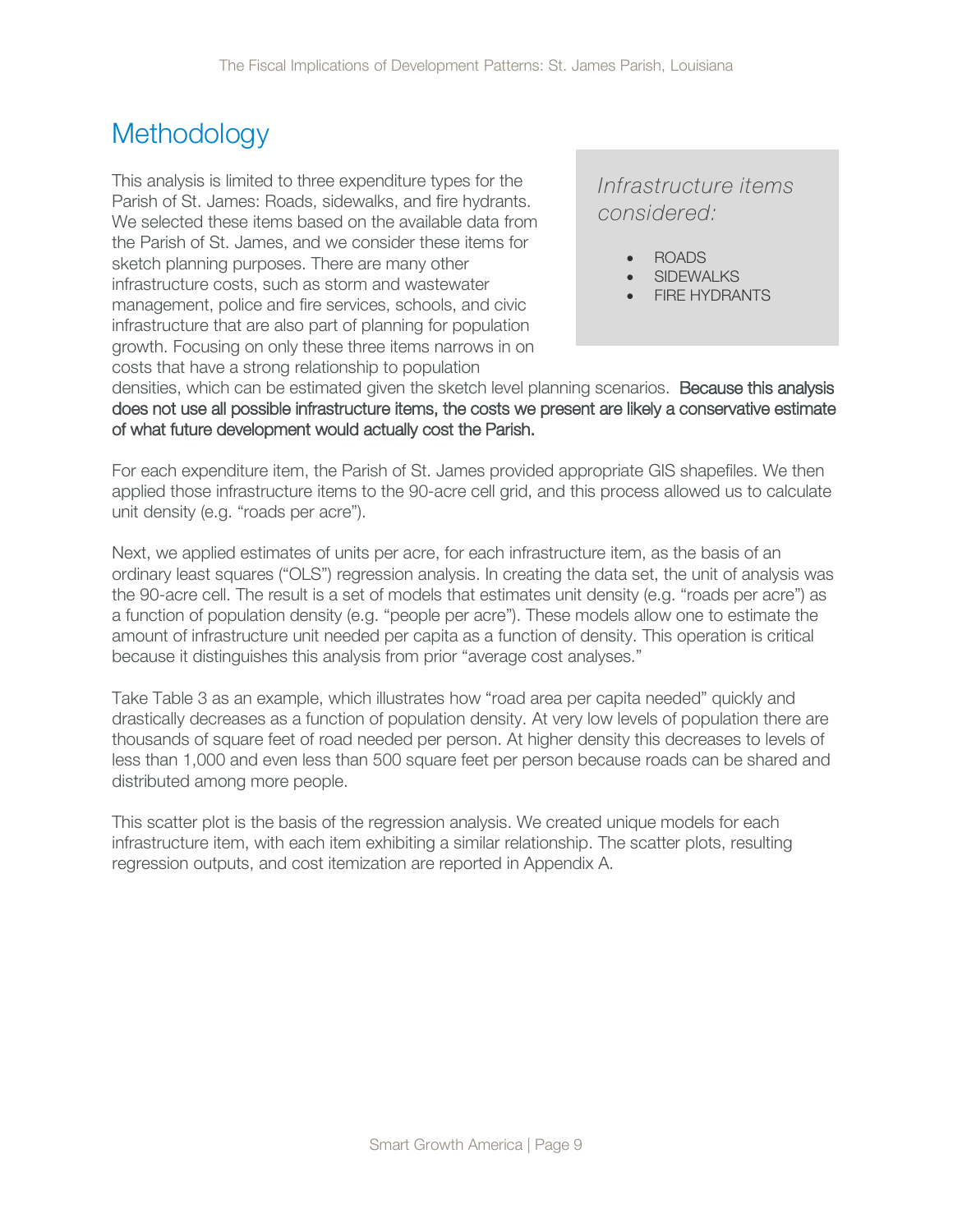# Methodology

This analysis is limited to three expenditure types for the Parish of St. James: Roads, sidewalks, and fire hydrants. We selected these items based on the available data from the Parish of St. James, and we consider these items for sketch planning purposes. There are many other infrastructure costs, such as storm and wastewater management, police and fire services, schools, and civic infrastructure that are also part of planning for population growth. Focusing on only these three items narrows in on costs that have a strong relationship to population densities, which can be estimated given the sketch level planning scenarios. **Because this analysis does not use all possible infrastructure items, the costs we present are likely a conservative estimate of what future development would actually cost the Parish.**

*Infrastructure items considered:*

- ROADS
- SIDEWALKS
- FIRE HYDRANTS

For each expenditure item, the Parish of St. James provided appropriate GIS shapefiles. We then applied those infrastructure items to the 90-acre cell grid, and this process allowed us to calculate unit density (e.g. "roads per acre").

Next, we applied estimates of units per acre, for each infrastructure item, as the basis of an ordinary least squares ("OLS") regression analysis. In creating the data set, the unit of analysis was the 90-acre cell. The result is a set of models that estimates unit density (e.g. "roads per acre") as a function of population density (e.g. "people per acre"). These models allow one to estimate the amount of infrastructure unit needed per capita as a function of density. This operation is critical because it distinguishes this analysis from prior "average cost analyses."

Take Table 3 as an example, which illustrates how "road area per capita needed" quickly and drastically decreases as a function of population density. At very low levels of population there are thousands of square feet of road needed per person. At higher density this decreases to levels of less than 1,000 and even less than 500 square feet per person because roads can be shared and distributed among more people.

This scatter plot is the basis of the regression analysis. We created unique models for each infrastructure item, with each item exhibiting a similar relationship. The scatter plots, resulting regression outputs, and cost itemization are reported in Appendix A.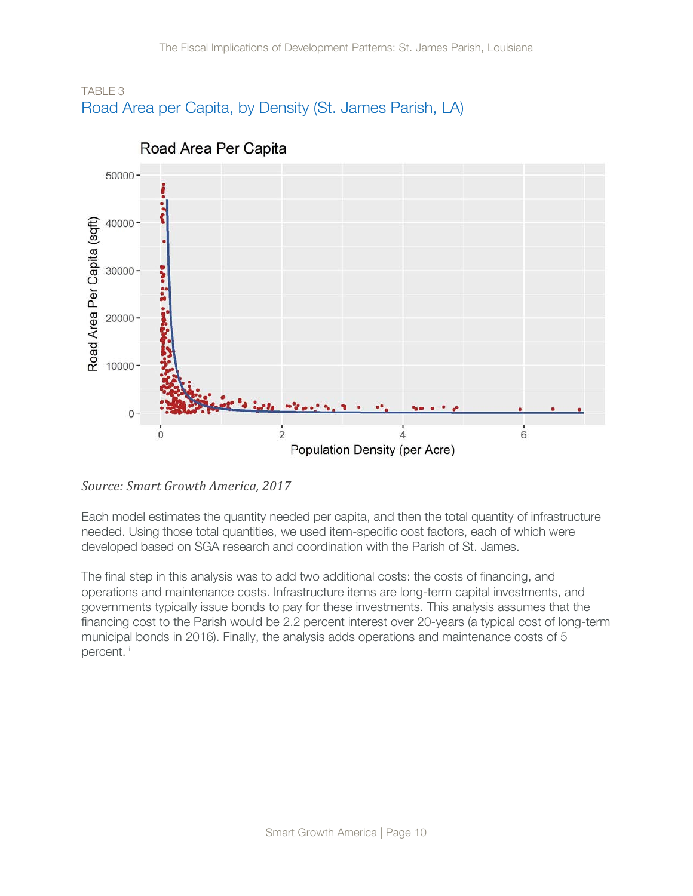TABLE 3

## Road Area per Capita, by Density (St. James Parish, LA)

Road Area Per Capita

50000
40000
30000
20000
10000
0

Road Area Per Capita (sqft)

0
2
4
6

Population Density (per Acre)

*Source: Smart Growth America, 2017*

Each model estimates the quantity needed per capita, and then the total quantity of infrastructure needed. Using those total quantities, we used item-specific cost factors, each of which were developed based on SGA research and coordination with the Parish of St. James.

The final step in this analysis was to add two additional costs: the costs of financing, and operations and maintenance costs. Infrastructure items are long-term capital investments, and governments typically issue bonds to pay for these investments. This analysis assumes that the financing cost to the Parish would be 2.2 percent interest over 20-years (a typical cost of long-term municipal bonds in 2016). Finally, the analysis adds operations and maintenance costs of 5 percent.[iii]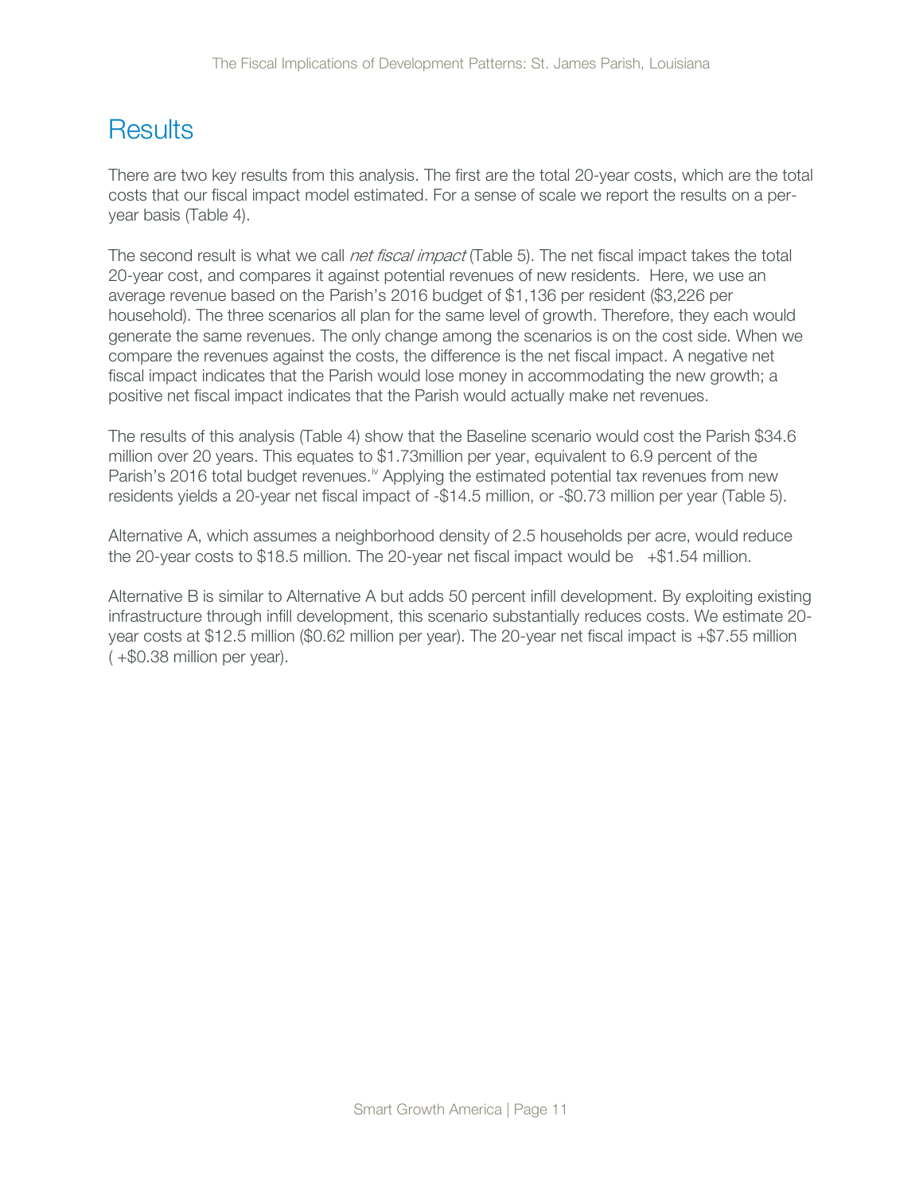## Results

There are two key results from this analysis. The first are the total 20-year costs, which are the total costs that our fiscal impact model estimated. For a sense of scale we report the results on a per-year basis (Table 4).

The second result is what we call *net fiscal impact* (Table 5). The net fiscal impact takes the total 20-year cost, and compares it against potential revenues of new residents. Here, we use an average revenue based on the Parish's 2016 budget of $1,136 per resident ($3,226 per household). The three scenarios all plan for the same level of growth. Therefore, they each would generate the same revenues. The only change among the scenarios is on the cost side. When we compare the revenues against the costs, the difference is the net fiscal impact. A negative net fiscal impact indicates that the Parish would lose money in accommodating the new growth; a positive net fiscal impact indicates that the Parish would actually make net revenues.

The results of this analysis (Table 4) show that the Baseline scenario would cost the Parish $34.6 million over 20 years. This equates to $1.73million per year, equivalent to 6.9 percent of the Parish's 2016 total budget revenues.[iv] Applying the estimated potential tax revenues from new residents yields a 20-year net fiscal impact of -$14.5 million, or -$0.73 million per year (Table 5).

Alternative A, which assumes a neighborhood density of 2.5 households per acre, would reduce the 20-year costs to $18.5 million. The 20-year net fiscal impact would be +$1.54 million.

Alternative B is similar to Alternative A but adds 50 percent infill development. By exploiting existing infrastructure through infill development, this scenario substantially reduces costs. We estimate 20-year costs at $12.5 million ($0.62 million per year). The 20-year net fiscal impact is +$7.55 million ( +$0.38 million per year).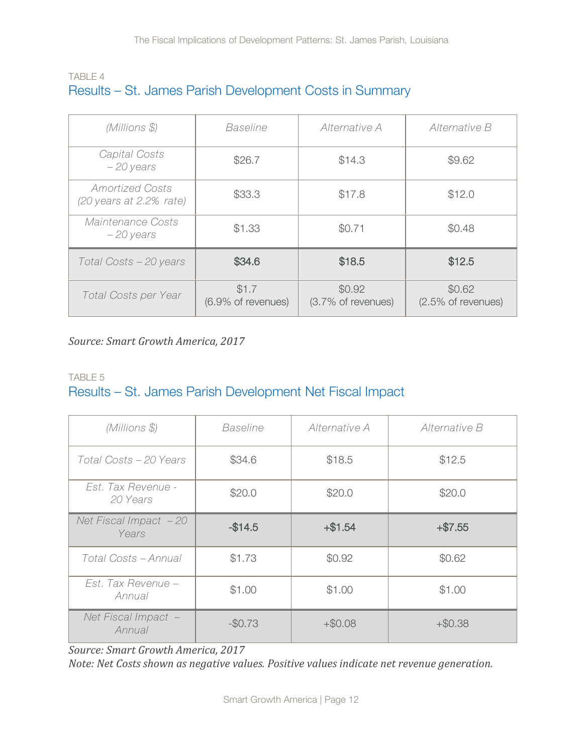TABLE 4

## Results – St. James Parish Development Costs in Summary

| *(Millions $)* | *Baseline* | *Alternative A* | *Alternative B* |
|---|---|---|---|
| *Capital Costs – 20 years* | $26.7 | $14.3 | $9.62 |
| *Amortized Costs (20 years at 2.2% rate)* | $33.3 | $17.8 | $12.0 |
| *Maintenance Costs – 20 years* | $1.33 | $0.71 | $0.48 |
| *Total Costs – 20 years* | **$34.6** | **$18.5** | **$12.5** |
| *Total Costs per Year* | $1.7 (6.9% of revenues) | $0.92 (3.7% of revenues) | $0.62 (2.5% of revenues) |

*Source: Smart Growth America, 2017*

TABLE 5

## Results – St. James Parish Development Net Fiscal Impact

| *(Millions $)* | *Baseline* | *Alternative A* | *Alternative B* |
|---|---|---|---|
| *Total Costs – 20 Years* | $34.6 | $18.5 | $12.5 |
| *Est. Tax Revenue - 20 Years* | $20.0 | $20.0 | $20.0 |
| *Net Fiscal Impact – 20 Years* | **-$14.5** | **+$1.54** | **+$7.55** |
| *Total Costs – Annual* | $1.73 | $0.92 | $0.62 |
| *Est. Tax Revenue – Annual* | $1.00 | $1.00 | $1.00 |
| *Net Fiscal Impact – Annual* | -$0.73 | +$0.08 | +$0.38 |

*Source: Smart Growth America, 2017*

*Note: Net Costs shown as negative values. Positive values indicate net revenue generation.*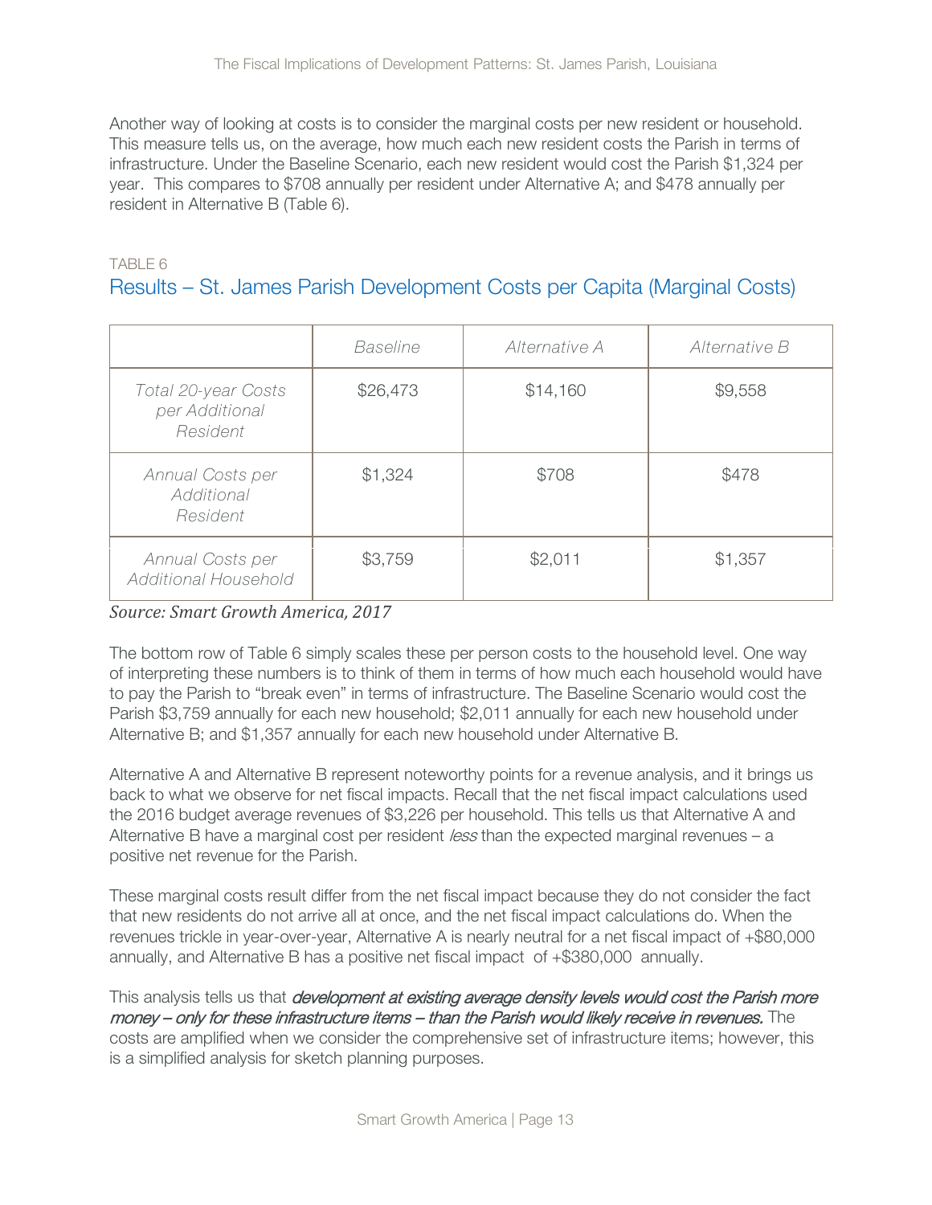Another way of looking at costs is to consider the marginal costs per new resident or household. This measure tells us, on the average, how much each new resident costs the Parish in terms of infrastructure. Under the Baseline Scenario, each new resident would cost the Parish $1,324 per year. This compares to $708 annually per resident under Alternative A; and $478 annually per resident in Alternative B (Table 6).

TABLE 6

## Results – St. James Parish Development Costs per Capita (Marginal Costs)

| | *Baseline* | *Alternative A* | *Alternative B* |
|---|---|---|---|
| *Total 20-year Costs per Additional Resident* | $26,473 | $14,160 | $9,558 |
| *Annual Costs per Additional Resident* | $1,324 | $708 | $478 |
| *Annual Costs per Additional Household* | $3,759 | $2,011 | $1,357 |

*Source: Smart Growth America, 2017*

The bottom row of Table 6 simply scales these per person costs to the household level. One way of interpreting these numbers is to think of them in terms of how much each household would have to pay the Parish to "break even" in terms of infrastructure. The Baseline Scenario would cost the Parish $3,759 annually for each new household; $2,011 annually for each new household under Alternative B; and $1,357 annually for each new household under Alternative B.

Alternative A and Alternative B represent noteworthy points for a revenue analysis, and it brings us back to what we observe for net fiscal impacts. Recall that the net fiscal impact calculations used the 2016 budget average revenues of $3,226 per household. This tells us that Alternative A and Alternative B have a marginal cost per resident *less* than the expected marginal revenues – a positive net revenue for the Parish.

These marginal costs result differ from the net fiscal impact because they do not consider the fact that new residents do not arrive all at once, and the net fiscal impact calculations do. When the revenues trickle in year-over-year, Alternative A is nearly neutral for a net fiscal impact of +$80,000 annually, and Alternative B has a positive net fiscal impact of +$380,000 annually.

This analysis tells us that ***development at existing average density levels would cost the Parish more money – only for these infrastructure items – than the Parish would likely receive in revenues.*** The costs are amplified when we consider the comprehensive set of infrastructure items; however, this is a simplified analysis for sketch planning purposes.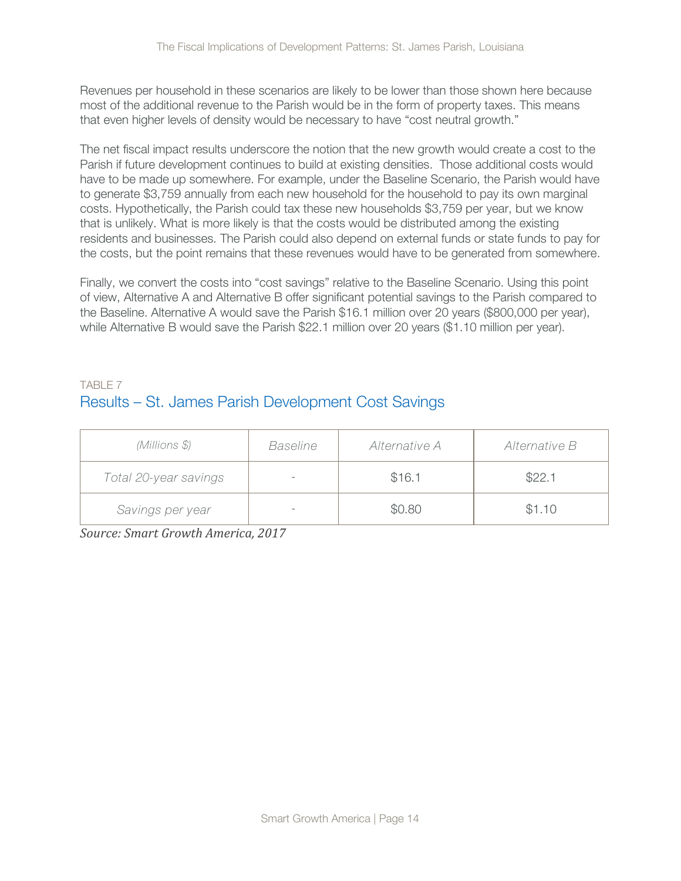Revenues per household in these scenarios are likely to be lower than those shown here because most of the additional revenue to the Parish would be in the form of property taxes. This means that even higher levels of density would be necessary to have "cost neutral growth."

The net fiscal impact results underscore the notion that the new growth would create a cost to the Parish if future development continues to build at existing densities. Those additional costs would have to be made up somewhere. For example, under the Baseline Scenario, the Parish would have to generate $3,759 annually from each new household for the household to pay its own marginal costs. Hypothetically, the Parish could tax these new households $3,759 per year, but we know that is unlikely. What is more likely is that the costs would be distributed among the existing residents and businesses. The Parish could also depend on external funds or state funds to pay for the costs, but the point remains that these revenues would have to be generated from somewhere.

Finally, we convert the costs into "cost savings" relative to the Baseline Scenario. Using this point of view, Alternative A and Alternative B offer significant potential savings to the Parish compared to the Baseline. Alternative A would save the Parish $16.1 million over 20 years ($800,000 per year), while Alternative B would save the Parish $22.1 million over 20 years ($1.10 million per year).

TABLE 7

### Results – St. James Parish Development Cost Savings

| *(Millions $)* | *Baseline* | *Alternative A* | *Alternative B* |
|---|---|---|---|
| *Total 20-year savings* | - | $16.1 | $22.1 |
| *Savings per year* | - | $0.80 | $1.10 |

***Source: Smart Growth America, 2017***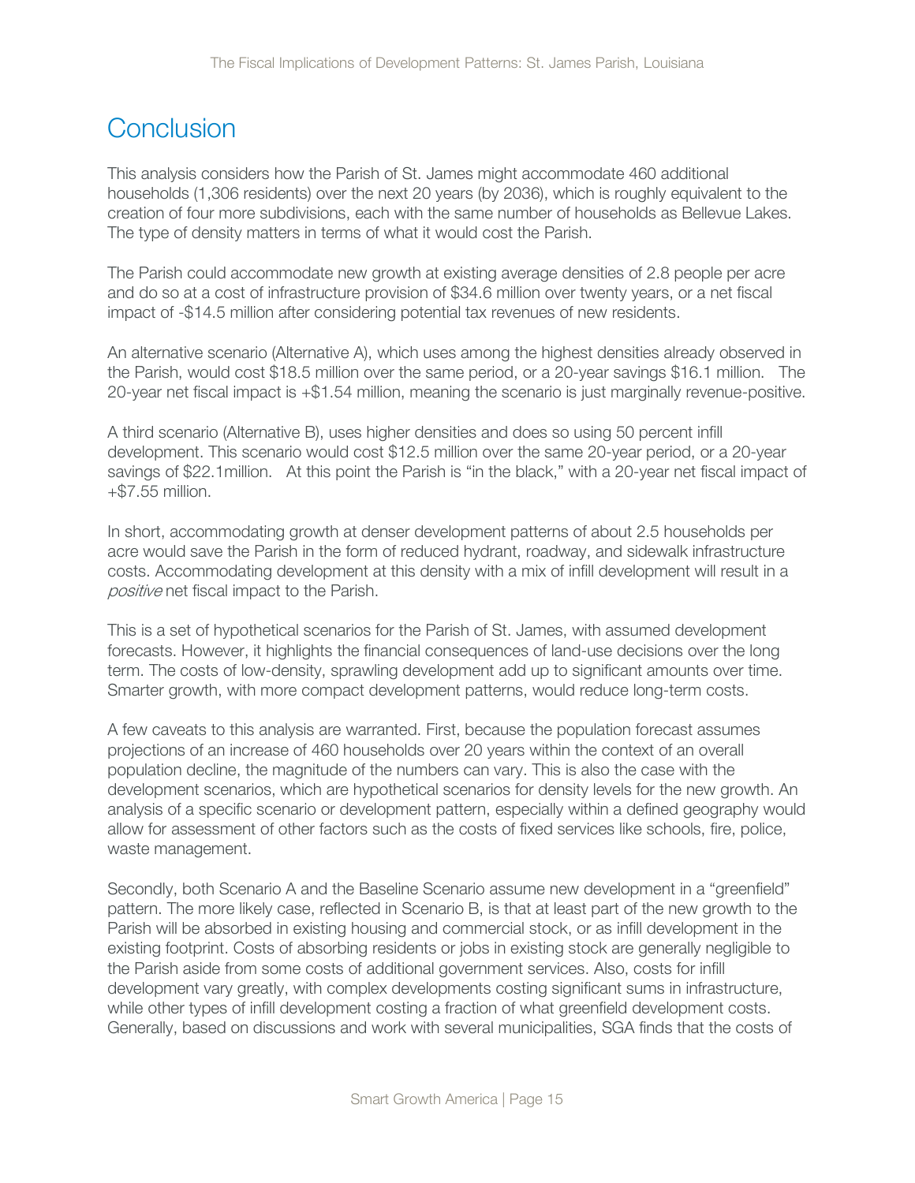# Conclusion

This analysis considers how the Parish of St. James might accommodate 460 additional households (1,306 residents) over the next 20 years (by 2036), which is roughly equivalent to the creation of four more subdivisions, each with the same number of households as Bellevue Lakes. The type of density matters in terms of what it would cost the Parish.

The Parish could accommodate new growth at existing average densities of 2.8 people per acre and do so at a cost of infrastructure provision of $34.6 million over twenty years, or a net fiscal impact of -$14.5 million after considering potential tax revenues of new residents.

An alternative scenario (Alternative A), which uses among the highest densities already observed in the Parish, would cost $18.5 million over the same period, or a 20-year savings $16.1 million. The 20-year net fiscal impact is +$1.54 million, meaning the scenario is just marginally revenue-positive.

A third scenario (Alternative B), uses higher densities and does so using 50 percent infill development. This scenario would cost $12.5 million over the same 20-year period, or a 20-year savings of $22.1million. At this point the Parish is "in the black," with a 20-year net fiscal impact of +$7.55 million.

In short, accommodating growth at denser development patterns of about 2.5 households per acre would save the Parish in the form of reduced hydrant, roadway, and sidewalk infrastructure costs. Accommodating development at this density with a mix of infill development will result in a *positive* net fiscal impact to the Parish.

This is a set of hypothetical scenarios for the Parish of St. James, with assumed development forecasts. However, it highlights the financial consequences of land-use decisions over the long term. The costs of low-density, sprawling development add up to significant amounts over time. Smarter growth, with more compact development patterns, would reduce long-term costs.

A few caveats to this analysis are warranted. First, because the population forecast assumes projections of an increase of 460 households over 20 years within the context of an overall population decline, the magnitude of the numbers can vary. This is also the case with the development scenarios, which are hypothetical scenarios for density levels for the new growth. An analysis of a specific scenario or development pattern, especially within a defined geography would allow for assessment of other factors such as the costs of fixed services like schools, fire, police, waste management.

Secondly, both Scenario A and the Baseline Scenario assume new development in a "greenfield" pattern. The more likely case, reflected in Scenario B, is that at least part of the new growth to the Parish will be absorbed in existing housing and commercial stock, or as infill development in the existing footprint. Costs of absorbing residents or jobs in existing stock are generally negligible to the Parish aside from some costs of additional government services. Also, costs for infill development vary greatly, with complex developments costing significant sums in infrastructure, while other types of infill development costing a fraction of what greenfield development costs. Generally, based on discussions and work with several municipalities, SGA finds that the costs of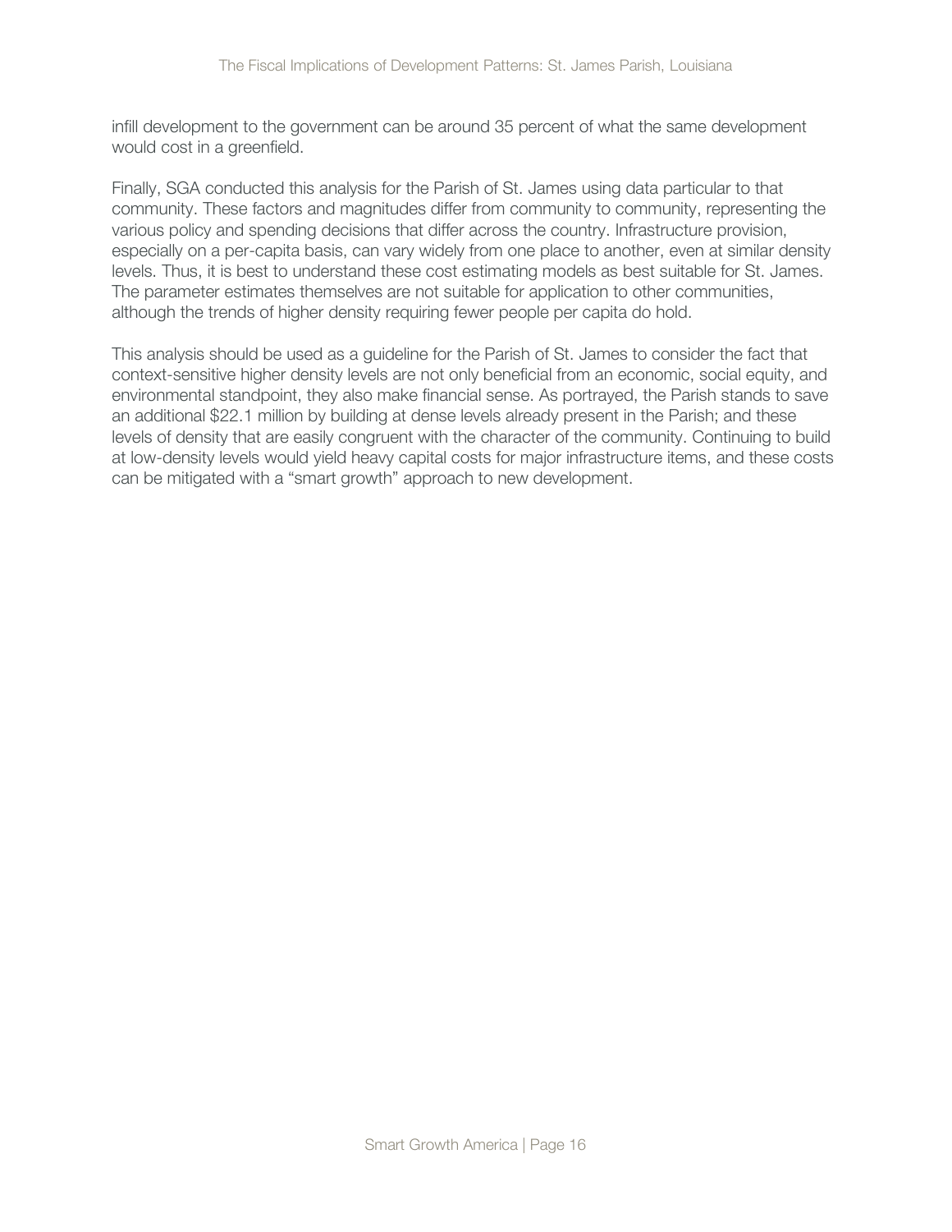infill development to the government can be around 35 percent of what the same development would cost in a greenfield.

Finally, SGA conducted this analysis for the Parish of St. James using data particular to that community. These factors and magnitudes differ from community to community, representing the various policy and spending decisions that differ across the country. Infrastructure provision, especially on a per-capita basis, can vary widely from one place to another, even at similar density levels. Thus, it is best to understand these cost estimating models as best suitable for St. James. The parameter estimates themselves are not suitable for application to other communities, although the trends of higher density requiring fewer people per capita do hold.

This analysis should be used as a guideline for the Parish of St. James to consider the fact that context-sensitive higher density levels are not only beneficial from an economic, social equity, and environmental standpoint, they also make financial sense. As portrayed, the Parish stands to save an additional $22.1 million by building at dense levels already present in the Parish; and these levels of density that are easily congruent with the character of the community. Continuing to build at low-density levels would yield heavy capital costs for major infrastructure items, and these costs can be mitigated with a "smart growth" approach to new development.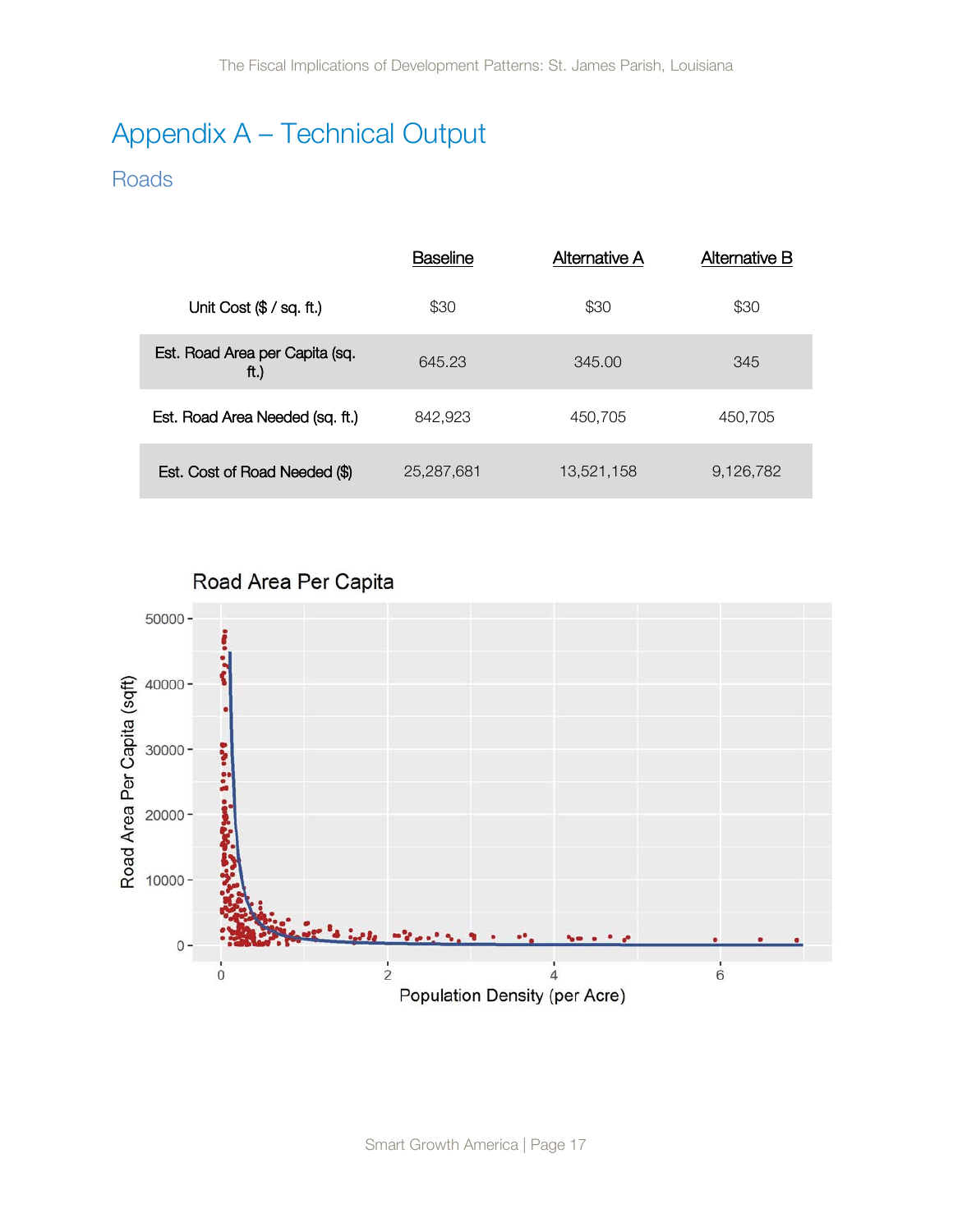# Appendix A – Technical Output

## Roads

| | Baseline | Alternative A | Alternative B |
|---|---|---|---|
| Unit Cost ($ / sq. ft.) | $30 | $30 | $30 |
| Est. Road Area per Capita (sq. ft.) | 645.23 | 345.00 | 345 |
| Est. Road Area Needed (sq. ft.) | 842,923 | 450,705 | 450,705 |
| Est. Cost of Road Needed ($) | 25,287,681 | 13,521,158 | 9,126,782 |

Road Area Per Capita

Road Area Per Capita (sqft)

50000
40000
30000
20000
10000
0

0
2
4
6

Population Density (per Acre)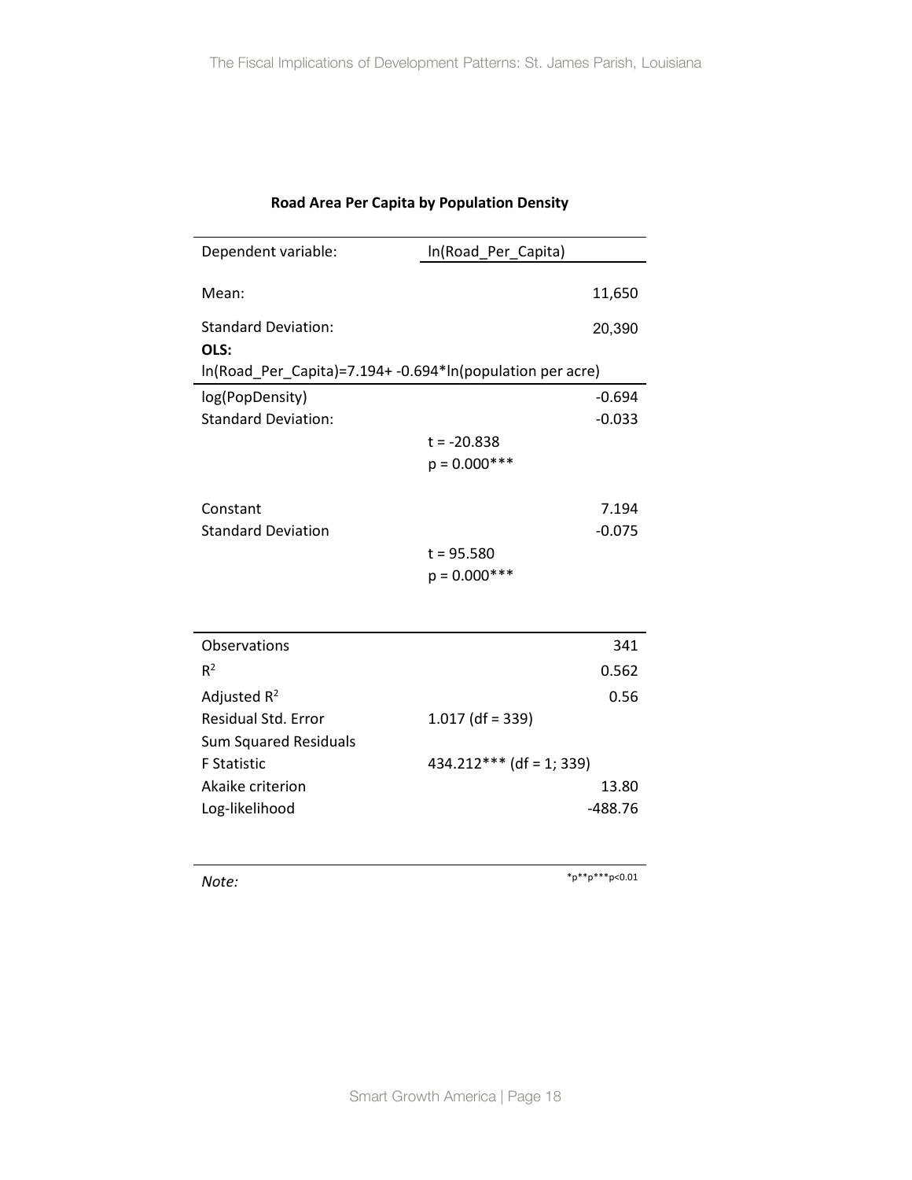**Road Area Per Capita by Population Density**

| Dependent variable: | ln(Road_Per_Capita) | |
|---|---|---|
| Mean: | | 11,650 |
| Standard Deviation: | | 20,390 |
| **OLS:** | | |
| ln(Road_Per_Capita)=7.194+ -0.694*ln(population per acre) | | |
| log(PopDensity) | | -0.694 |
| Standard Deviation: | | -0.033 |
| | t = -20.838 | |
| | p = 0.000*** | |
| Constant | | 7.194 |
| Standard Deviation | | -0.075 |
| | t = 95.580 | |
| | p = 0.000*** | |
| Observations | | 341 |
| $R^2$ | | 0.562 |
| Adjusted $R^2$ | | 0.56 |
| Residual Std. Error | 1.017 (df = 339) | |
| Sum Squared Residuals | | |
| F Statistic | 434.212*** (df = 1; 339) | |
| Akaike criterion | | 13.80 |
| Log-likelihood | | -488.76 |
| *Note:* | | *p**p***p<0.01 |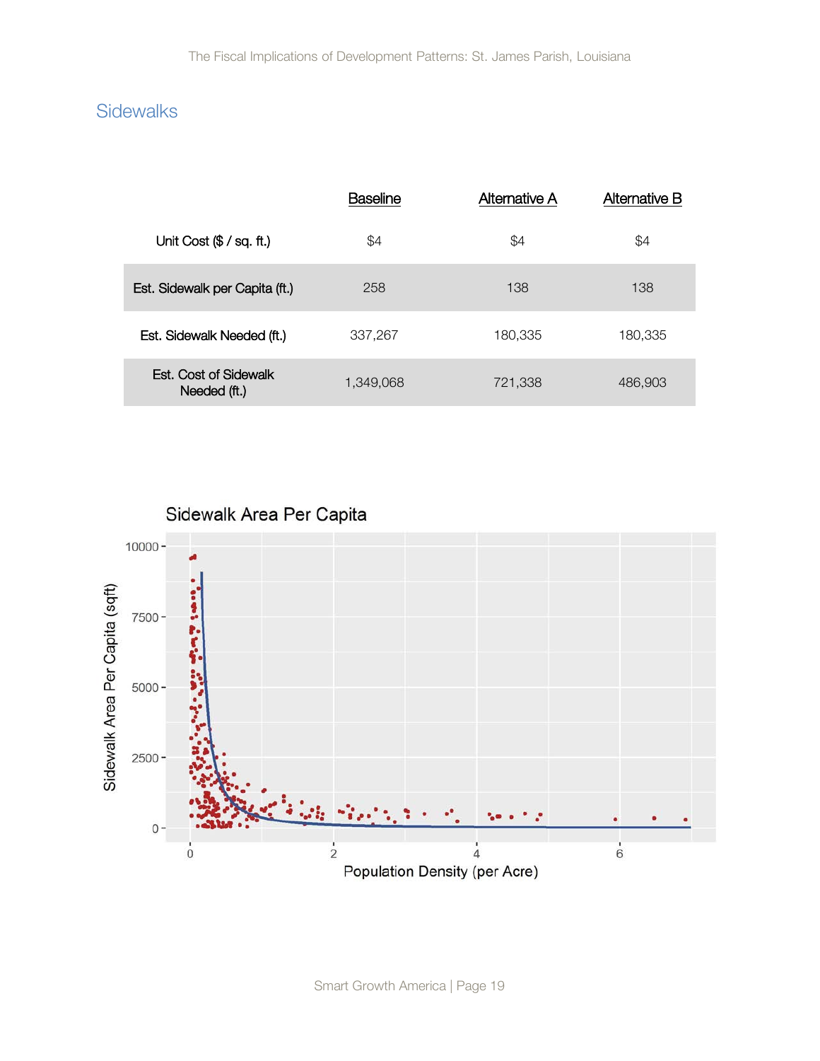## Sidewalks

| | Baseline | Alternative A | Alternative B |
|---|---|---|---|
| Unit Cost ($ / sq. ft.) | $4 | $4 | $4 |
| Est. Sidewalk per Capita (ft.) | 258 | 138 | 138 |
| Est. Sidewalk Needed (ft.) | 337,267 | 180,335 | 180,335 |
| Est. Cost of Sidewalk Needed (ft.) | 1,349,068 | 721,338 | 486,903 |

Sidewalk Area Per Capita

Sidewalk Area Per Capita (sqft)

10000

7500

5000

2500

0

0

2

4

6

Population Density (per Acre)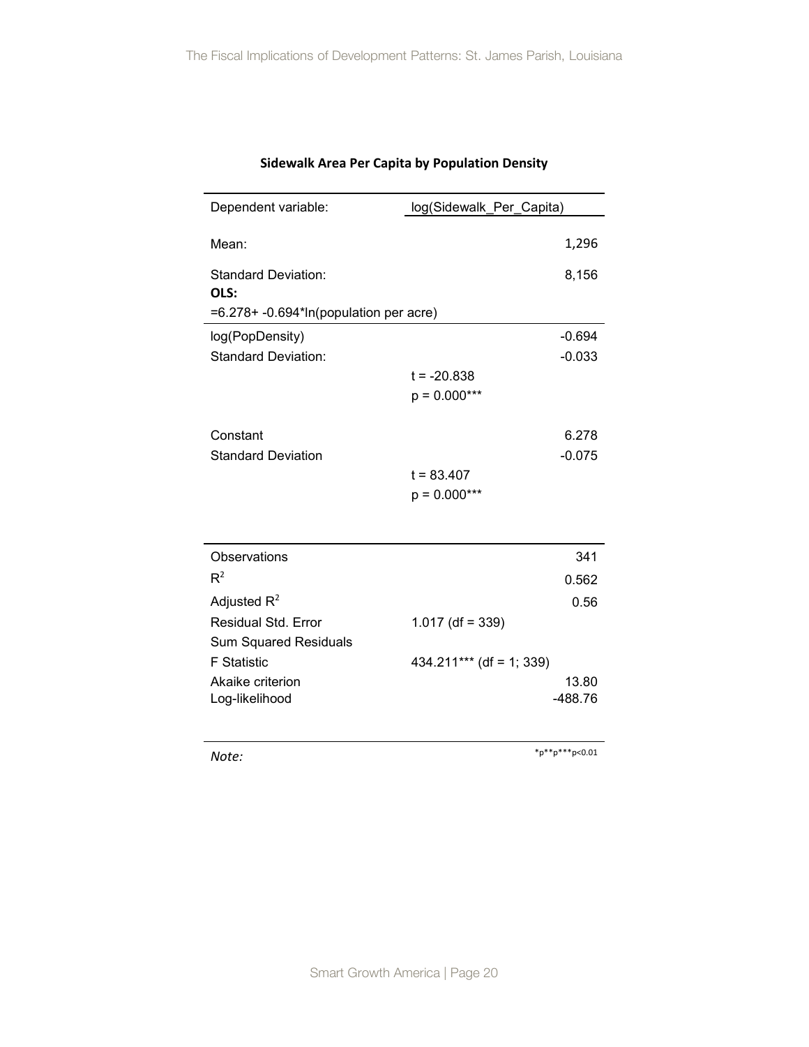**Sidewalk Area Per Capita by Population Density**

| | | |
|---|---|---|
| Dependent variable: | log(Sidewalk_Per_Capita) | |
| Mean: | | 1,296 |
| Standard Deviation: | | 8,156 |
| **OLS:** | | |
| =6.278+ -0.694*ln(population per acre) | | |
| log(PopDensity) | | -0.694 |
| Standard Deviation: | | -0.033 |
| | t = -20.838 | |
| | p = 0.000*** | |
| Constant | | 6.278 |
| Standard Deviation | | -0.075 |
| | t = 83.407 | |
| | p = 0.000*** | |
| Observations | | 341 |
| $R^2$ | | 0.562 |
| Adjusted $R^2$ | | 0.56 |
| Residual Std. Error | 1.017 (df = 339) | |
| Sum Squared Residuals | | |
| F Statistic | 434.211*** (df = 1; 339) | |
| Akaike criterion | | 13.80 |
| Log-likelihood | | -488.76 |
| *Note:* | | *p**p***p<0.01 |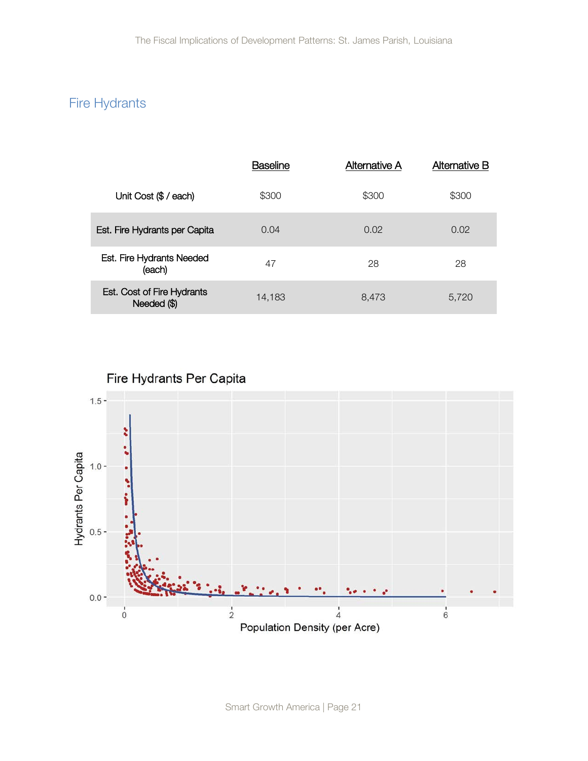## Fire Hydrants

| | Baseline | Alternative A | Alternative B |
|---|---|---|---|
| Unit Cost ($ / each) | $300 | $300 | $300 |
| Est. Fire Hydrants per Capita | 0.04 | 0.02 | 0.02 |
| Est. Fire Hydrants Needed (each) | 47 | 28 | 28 |
| Est. Cost of Fire Hydrants Needed ($) | 14,183 | 8,473 | 5,720 |

Fire Hydrants Per Capita

Hydrants Per Capita

1.5
1.0
0.5
0.0

0
2
4
6

Population Density (per Acre)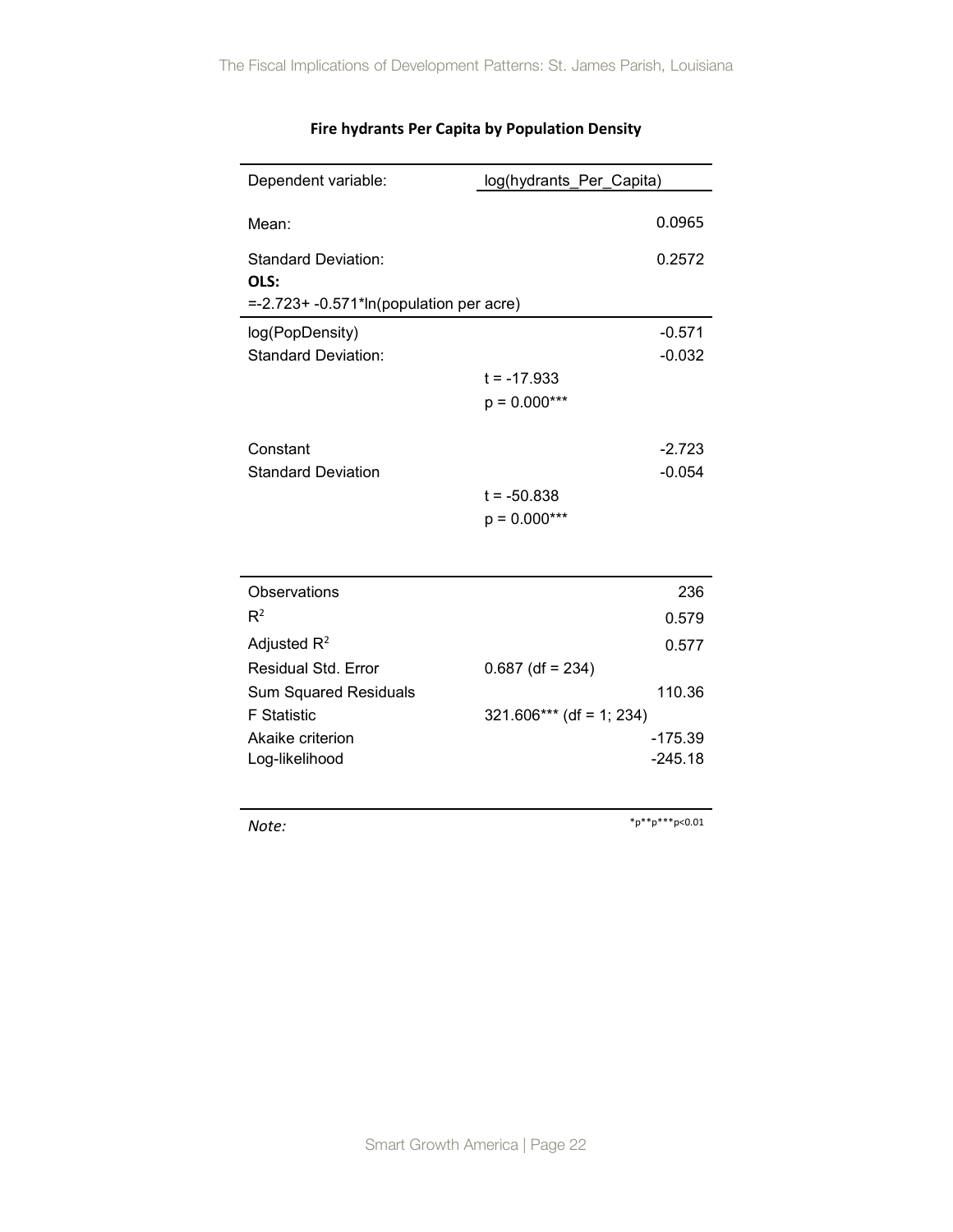**Fire hydrants Per Capita by Population Density**

| | | |
|---|---|---|
| Dependent variable: | log(hydrants_Per_Capita) | |
| Mean: | | 0.0965 |
| Standard Deviation: | | 0.2572 |
| **OLS:** | | |
| =-2.723+ -0.571*ln(population per acre) | | |
| log(PopDensity) | | -0.571 |
| Standard Deviation: | | -0.032 |
| | t = -17.933 | |
| | p = 0.000*** | |
| Constant | | -2.723 |
| Standard Deviation | | -0.054 |
| | t = -50.838 | |
| | p = 0.000*** | |
| Observations | | 236 |
| $R^2$ | | 0.579 |
| Adjusted $R^2$ | | 0.577 |
| Residual Std. Error | 0.687 (df = 234) | |
| Sum Squared Residuals | | 110.36 |
| F Statistic | 321.606*** (df = 1; 234) | |
| Akaike criterion | | -175.39 |
| Log-likelihood | | -245.18 |
| *Note:* | | *p**p***p<0.01 |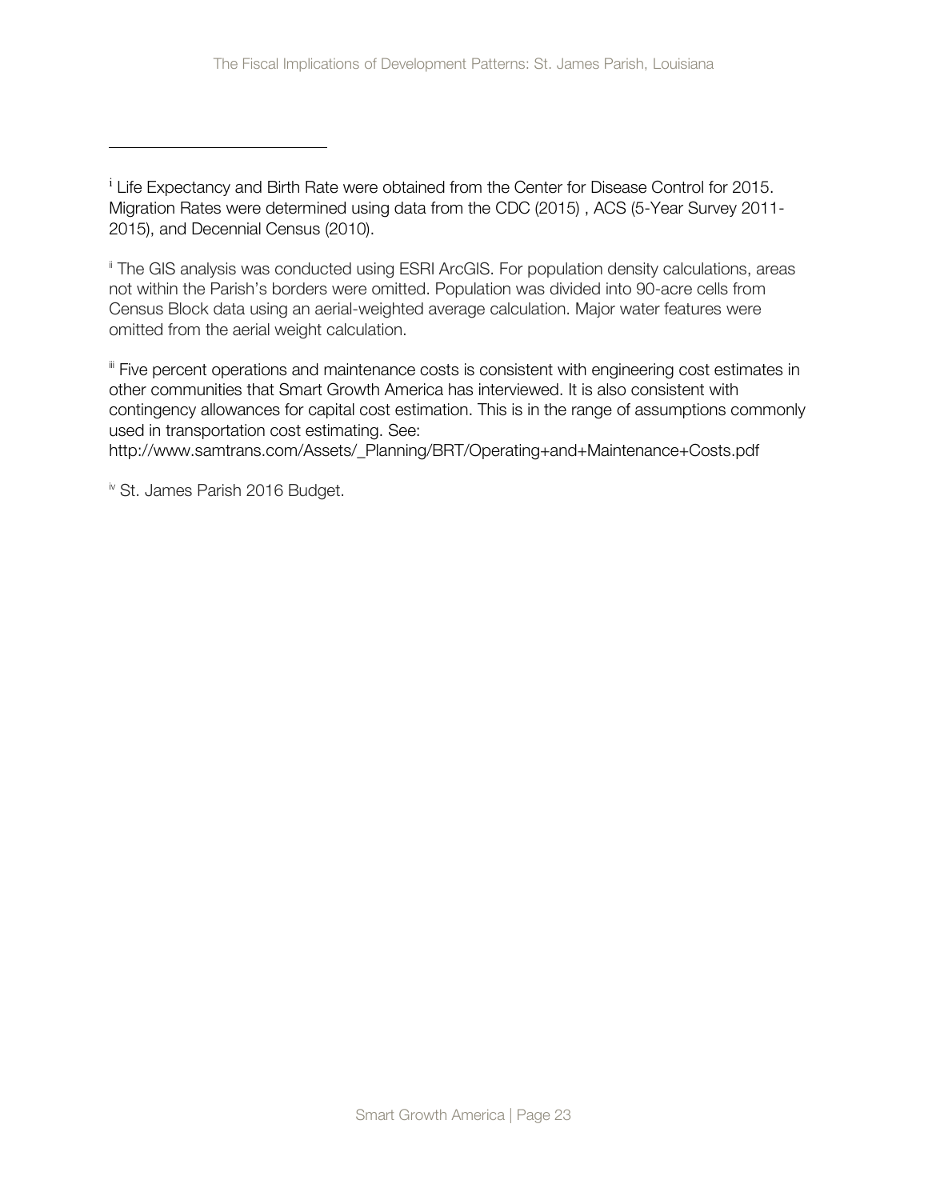[i] Life Expectancy and Birth Rate were obtained from the Center for Disease Control for 2015. Migration Rates were determined using data from the CDC (2015) , ACS (5-Year Survey 2011-2015), and Decennial Census (2010).

[ii] The GIS analysis was conducted using ESRI ArcGIS. For population density calculations, areas not within the Parish's borders were omitted. Population was divided into 90-acre cells from Census Block data using an aerial-weighted average calculation. Major water features were omitted from the aerial weight calculation.

[iii] Five percent operations and maintenance costs is consistent with engineering cost estimates in other communities that Smart Growth America has interviewed. It is also consistent with contingency allowances for capital cost estimation. This is in the range of assumptions commonly used in transportation cost estimating. See: http://www.samtrans.com/Assets/_Planning/BRT/Operating+and+Maintenance+Costs.pdf

[iv] St. James Parish 2016 Budget.